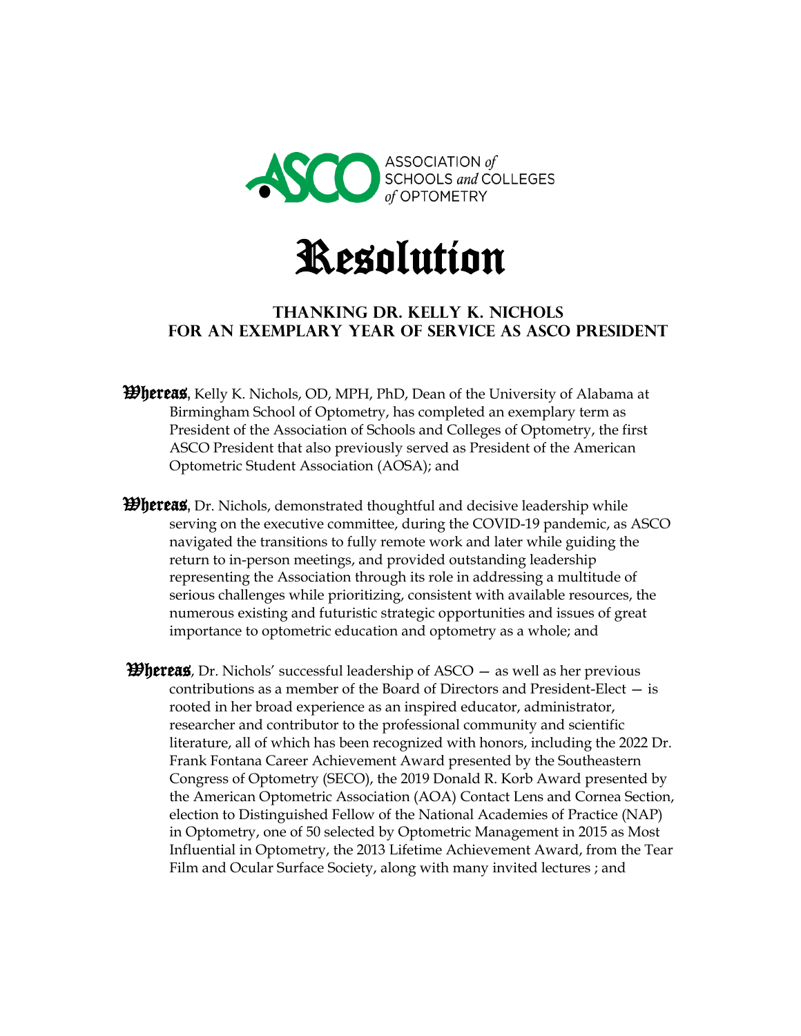ASSOCIATION *of* SCHOOLS *and* COLLEGES *of* OPTOMETRY

# Resolution

## THANKING DR. KELLY K. NICHOLS FOR AN EXEMPLARY YEAR OF SERVICE AS ASCO PRESIDENT

**Whereas**, Kelly K. Nichols, OD, MPH, PhD, Dean of the University of Alabama at Birmingham School of Optometry, has completed an exemplary term as President of the Association of Schools and Colleges of Optometry, the first ASCO President that also previously served as President of the American Optometric Student Association (AOSA); and

**Whereas**, Dr. Nichols, demonstrated thoughtful and decisive leadership while serving on the executive committee, during the COVID-19 pandemic, as ASCO navigated the transitions to fully remote work and later while guiding the return to in-person meetings, and provided outstanding leadership representing the Association through its role in addressing a multitude of serious challenges while prioritizing, consistent with available resources, the numerous existing and futuristic strategic opportunities and issues of great importance to optometric education and optometry as a whole; and

**Whereas**, Dr. Nichols' successful leadership of ASCO — as well as her previous contributions as a member of the Board of Directors and President-Elect — is rooted in her broad experience as an inspired educator, administrator, researcher and contributor to the professional community and scientific literature, all of which has been recognized with honors, including the 2022 Dr. Frank Fontana Career Achievement Award presented by the Southeastern Congress of Optometry (SECO), the 2019 Donald R. Korb Award presented by the American Optometric Association (AOA) Contact Lens and Cornea Section, election to Distinguished Fellow of the National Academies of Practice (NAP) in Optometry, one of 50 selected by Optometric Management in 2015 as Most Influential in Optometry, the 2013 Lifetime Achievement Award, from the Tear Film and Ocular Surface Society, along with many invited lectures ; and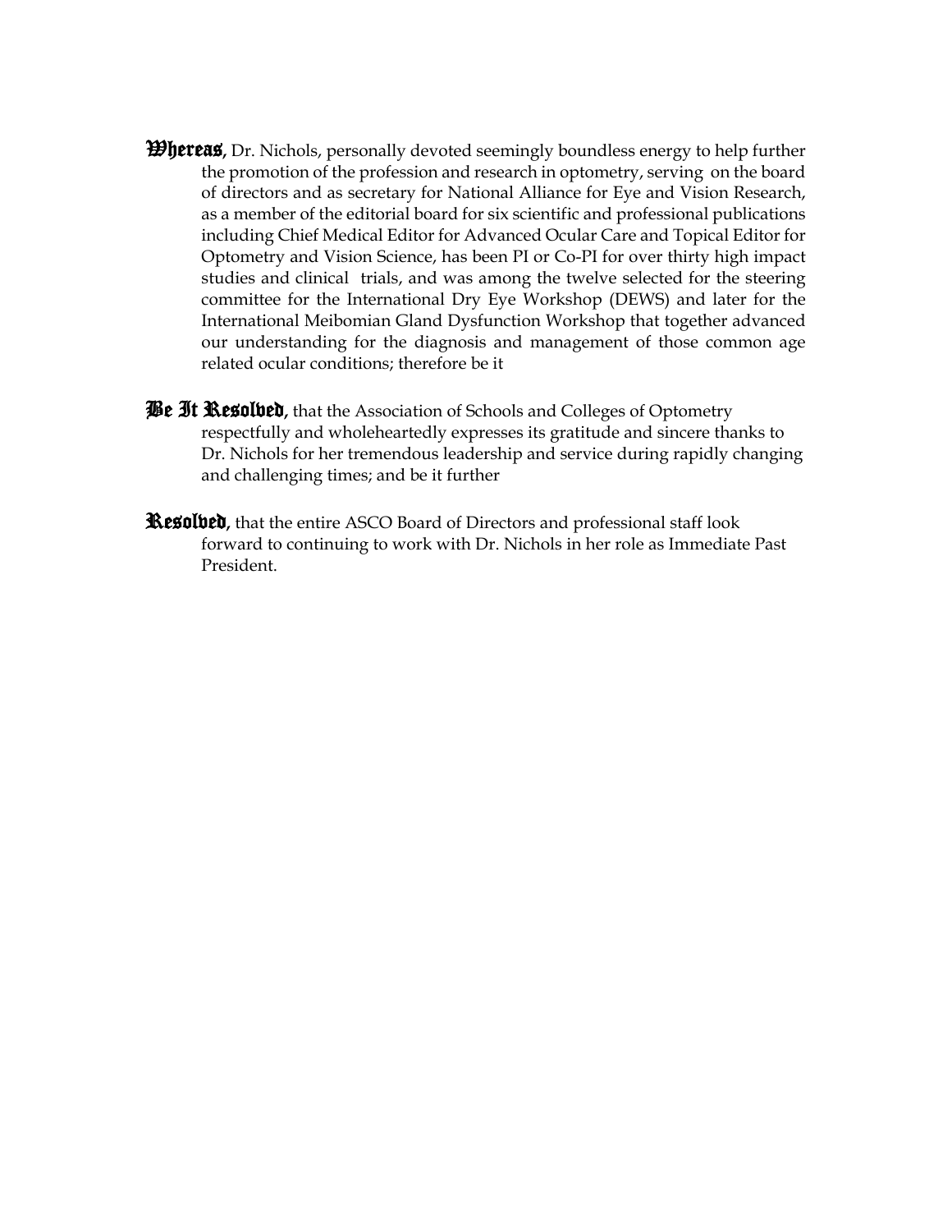**Whereas**, Dr. Nichols, personally devoted seemingly boundless energy to help further the promotion of the profession and research in optometry, serving on the board of directors and as secretary for National Alliance for Eye and Vision Research, as a member of the editorial board for six scientific and professional publications including Chief Medical Editor for Advanced Ocular Care and Topical Editor for Optometry and Vision Science, has been PI or Co-PI for over thirty high impact studies and clinical trials, and was among the twelve selected for the steering committee for the International Dry Eye Workshop (DEWS) and later for the International Meibomian Gland Dysfunction Workshop that together advanced our understanding for the diagnosis and management of those common age related ocular conditions; therefore be it

**Be It Resolved**, that the Association of Schools and Colleges of Optometry respectfully and wholeheartedly expresses its gratitude and sincere thanks to Dr. Nichols for her tremendous leadership and service during rapidly changing and challenging times; and be it further

**Resolved**, that the entire ASCO Board of Directors and professional staff look forward to continuing to work with Dr. Nichols in her role as Immediate Past President.